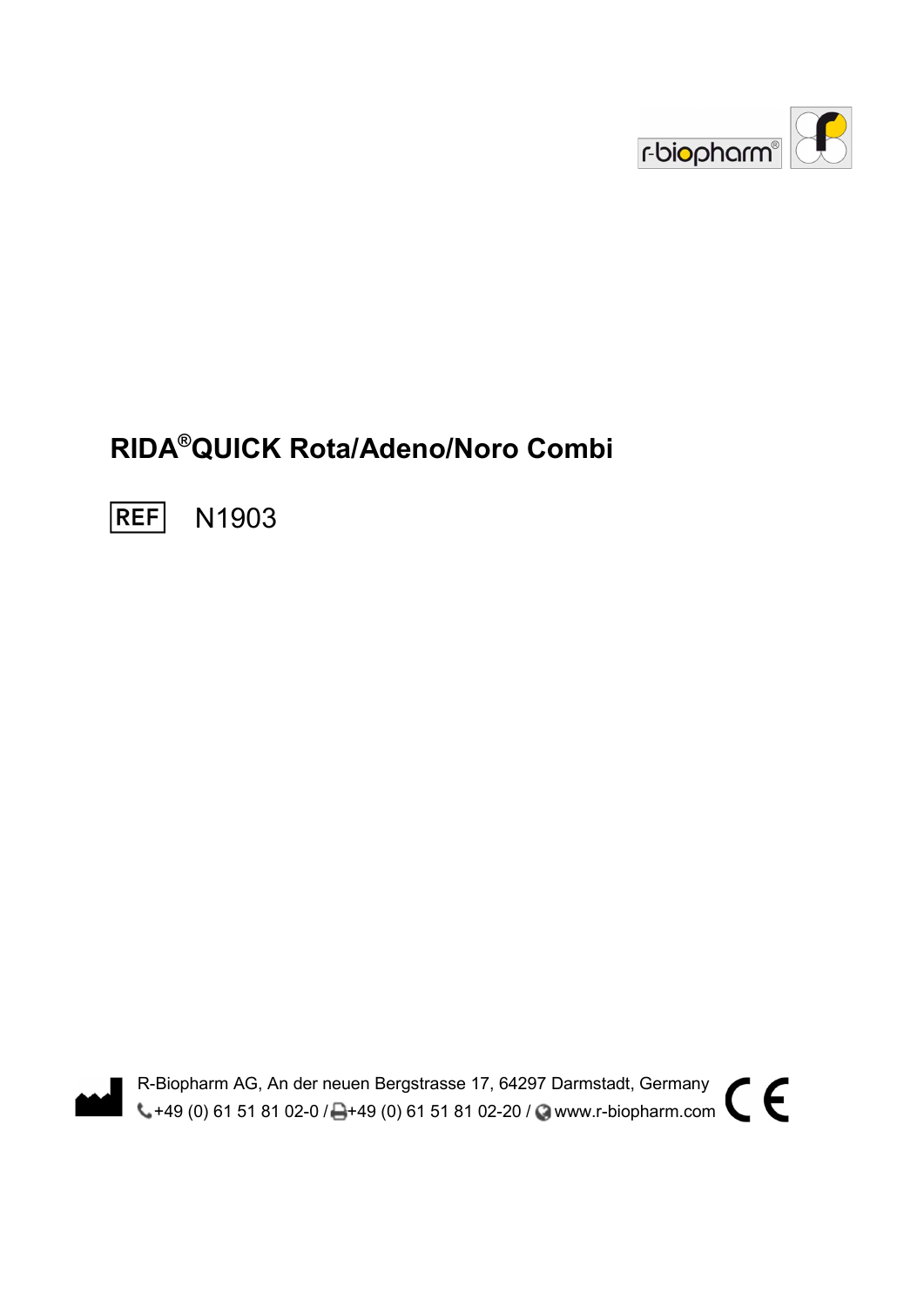# RIDA®QUICK Rota/Adeno/Noro Combi

REF N1903

R-Biopharm AG, An der neuen Bergstrasse 17, 64297 Darmstadt, Germany
+49 (0) 61 51 81 02-0 / +49 (0) 61 51 81 02-20 / www.r-biopharm.com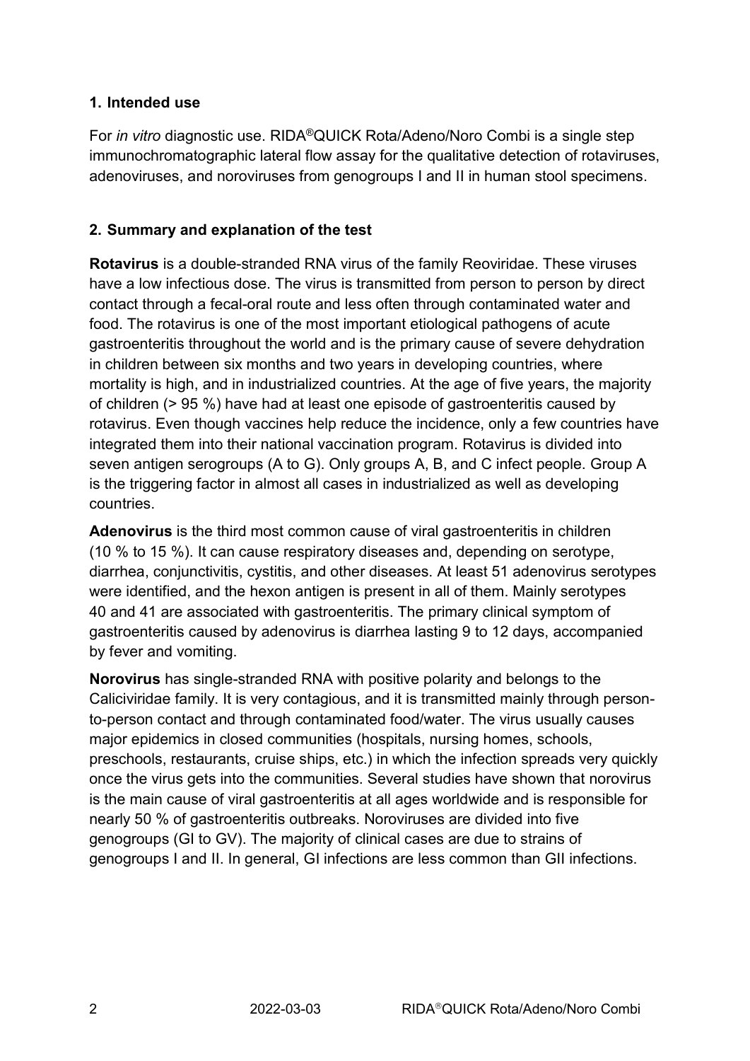## 1. Intended use

For *in vitro* diagnostic use. RIDA®QUICK Rota/Adeno/Noro Combi is a single step immunochromatographic lateral flow assay for the qualitative detection of rotaviruses, adenoviruses, and noroviruses from genogroups I and II in human stool specimens.

## 2. Summary and explanation of the test

**Rotavirus** is a double-stranded RNA virus of the family Reoviridae. These viruses have a low infectious dose. The virus is transmitted from person to person by direct contact through a fecal-oral route and less often through contaminated water and food. The rotavirus is one of the most important etiological pathogens of acute gastroenteritis throughout the world and is the primary cause of severe dehydration in children between six months and two years in developing countries, where mortality is high, and in industrialized countries. At the age of five years, the majority of children (> 95 %) have had at least one episode of gastroenteritis caused by rotavirus. Even though vaccines help reduce the incidence, only a few countries have integrated them into their national vaccination program. Rotavirus is divided into seven antigen serogroups (A to G). Only groups A, B, and C infect people. Group A is the triggering factor in almost all cases in industrialized as well as developing countries.

**Adenovirus** is the third most common cause of viral gastroenteritis in children (10 % to 15 %). It can cause respiratory diseases and, depending on serotype, diarrhea, conjunctivitis, cystitis, and other diseases. At least 51 adenovirus serotypes were identified, and the hexon antigen is present in all of them. Mainly serotypes 40 and 41 are associated with gastroenteritis. The primary clinical symptom of gastroenteritis caused by adenovirus is diarrhea lasting 9 to 12 days, accompanied by fever and vomiting.

**Norovirus** has single-stranded RNA with positive polarity and belongs to the Caliciviridae family. It is very contagious, and it is transmitted mainly through person-to-person contact and through contaminated food/water. The virus usually causes major epidemics in closed communities (hospitals, nursing homes, schools, preschools, restaurants, cruise ships, etc.) in which the infection spreads very quickly once the virus gets into the communities. Several studies have shown that norovirus is the main cause of viral gastroenteritis at all ages worldwide and is responsible for nearly 50 % of gastroenteritis outbreaks. Noroviruses are divided into five genogroups (GI to GV). The majority of clinical cases are due to strains of genogroups I and II. In general, GI infections are less common than GII infections.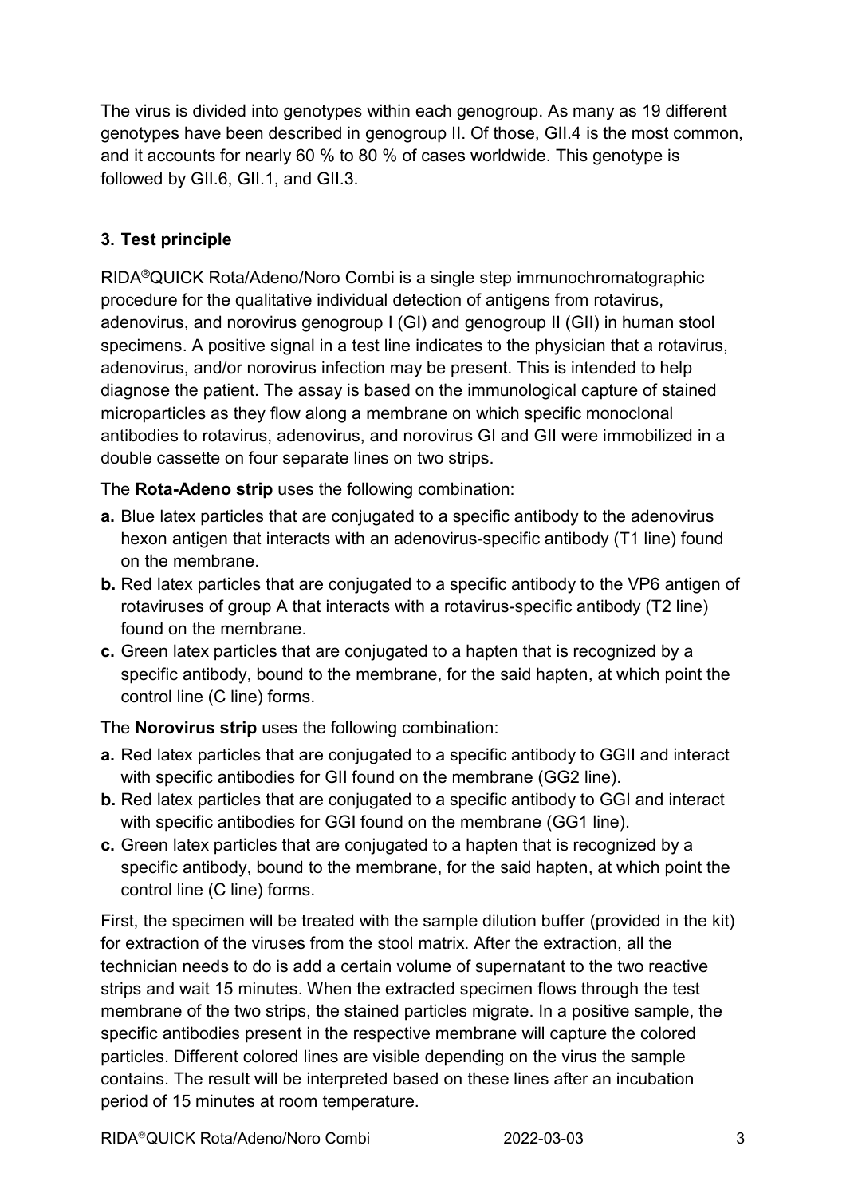The virus is divided into genotypes within each genogroup. As many as 19 different genotypes have been described in genogroup II. Of those, GII.4 is the most common, and it accounts for nearly 60 % to 80 % of cases worldwide. This genotype is followed by GII.6, GII.1, and GII.3.

## 3. Test principle

RIDA®QUICK Rota/Adeno/Noro Combi is a single step immunochromatographic procedure for the qualitative individual detection of antigens from rotavirus, adenovirus, and norovirus genogroup I (GI) and genogroup II (GII) in human stool specimens. A positive signal in a test line indicates to the physician that a rotavirus, adenovirus, and/or norovirus infection may be present. This is intended to help diagnose the patient. The assay is based on the immunological capture of stained microparticles as they flow along a membrane on which specific monoclonal antibodies to rotavirus, adenovirus, and norovirus GI and GII were immobilized in a double cassette on four separate lines on two strips.

The **Rota-Adeno strip** uses the following combination:

**a.** Blue latex particles that are conjugated to a specific antibody to the adenovirus hexon antigen that interacts with an adenovirus-specific antibody (T1 line) found on the membrane.

**b.** Red latex particles that are conjugated to a specific antibody to the VP6 antigen of rotaviruses of group A that interacts with a rotavirus-specific antibody (T2 line) found on the membrane.

**c.** Green latex particles that are conjugated to a hapten that is recognized by a specific antibody, bound to the membrane, for the said hapten, at which point the control line (C line) forms.

The **Norovirus strip** uses the following combination:

**a.** Red latex particles that are conjugated to a specific antibody to GGII and interact with specific antibodies for GII found on the membrane (GG2 line).

**b.** Red latex particles that are conjugated to a specific antibody to GGI and interact with specific antibodies for GGI found on the membrane (GG1 line).

**c.** Green latex particles that are conjugated to a hapten that is recognized by a specific antibody, bound to the membrane, for the said hapten, at which point the control line (C line) forms.

First, the specimen will be treated with the sample dilution buffer (provided in the kit) for extraction of the viruses from the stool matrix. After the extraction, all the technician needs to do is add a certain volume of supernatant to the two reactive strips and wait 15 minutes. When the extracted specimen flows through the test membrane of the two strips, the stained particles migrate. In a positive sample, the specific antibodies present in the respective membrane will capture the colored particles. Different colored lines are visible depending on the virus the sample contains. The result will be interpreted based on these lines after an incubation period of 15 minutes at room temperature.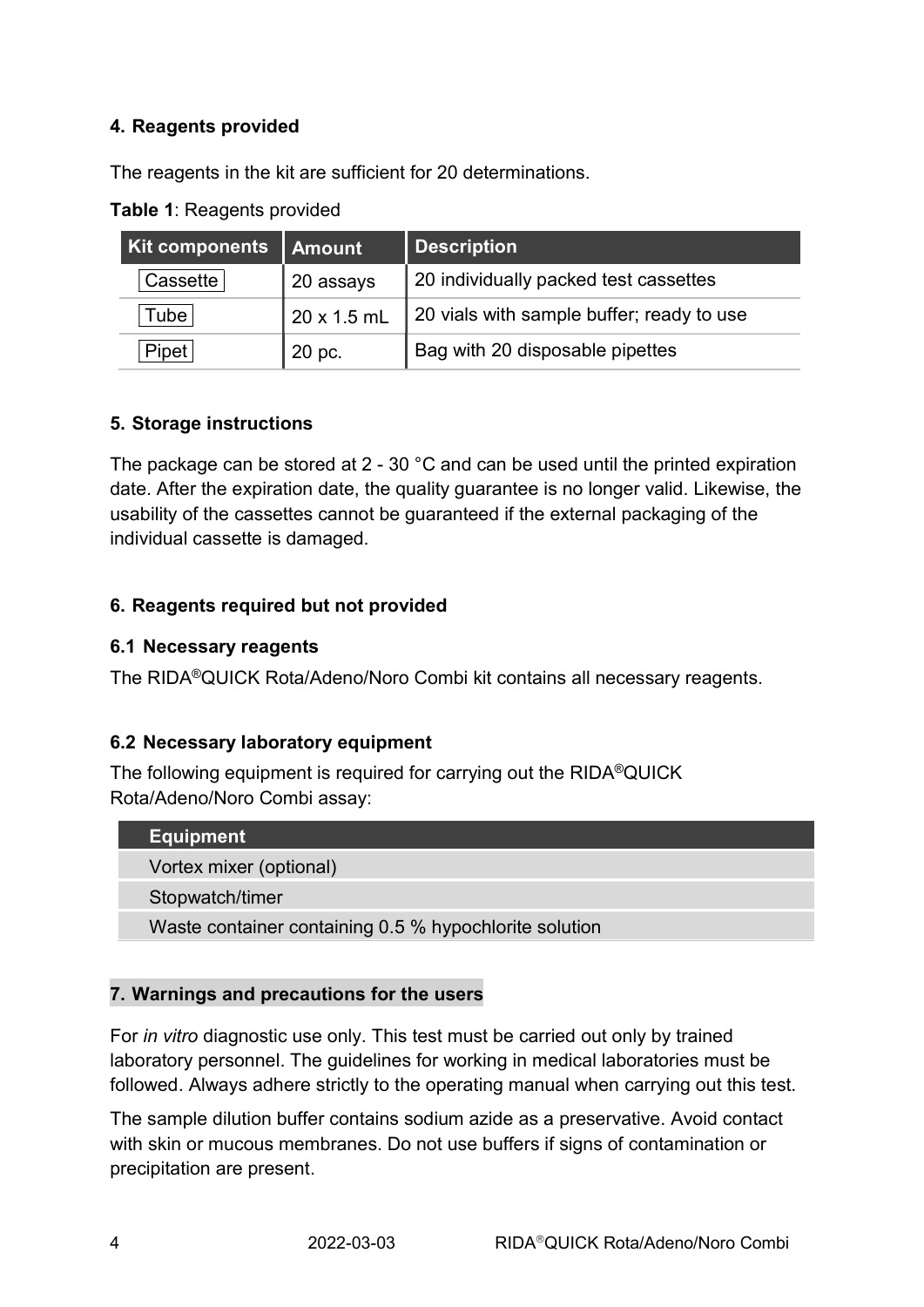## 4. Reagents provided

The reagents in the kit are sufficient for 20 determinations.

**Table 1**: Reagents provided

| Kit components | Amount | Description |
|---|---|---|
| Cassette | 20 assays | 20 individually packed test cassettes |
| Tube | 20 x 1.5 mL | 20 vials with sample buffer; ready to use |
| Pipet | 20 pc. | Bag with 20 disposable pipettes |

## 5. Storage instructions

The package can be stored at 2 - 30 °C and can be used until the printed expiration date. After the expiration date, the quality guarantee is no longer valid. Likewise, the usability of the cassettes cannot be guaranteed if the external packaging of the individual cassette is damaged.

## 6. Reagents required but not provided

### 6.1 Necessary reagents

The RIDA®QUICK Rota/Adeno/Noro Combi kit contains all necessary reagents.

### 6.2 Necessary laboratory equipment

The following equipment is required for carrying out the RIDA®QUICK Rota/Adeno/Noro Combi assay:

| Equipment |
|---|
| Vortex mixer (optional) |
| Stopwatch/timer |
| Waste container containing 0.5 % hypochlorite solution |

## 7. Warnings and precautions for the users

For *in vitro* diagnostic use only. This test must be carried out only by trained laboratory personnel. The guidelines for working in medical laboratories must be followed. Always adhere strictly to the operating manual when carrying out this test.

The sample dilution buffer contains sodium azide as a preservative. Avoid contact with skin or mucous membranes. Do not use buffers if signs of contamination or precipitation are present.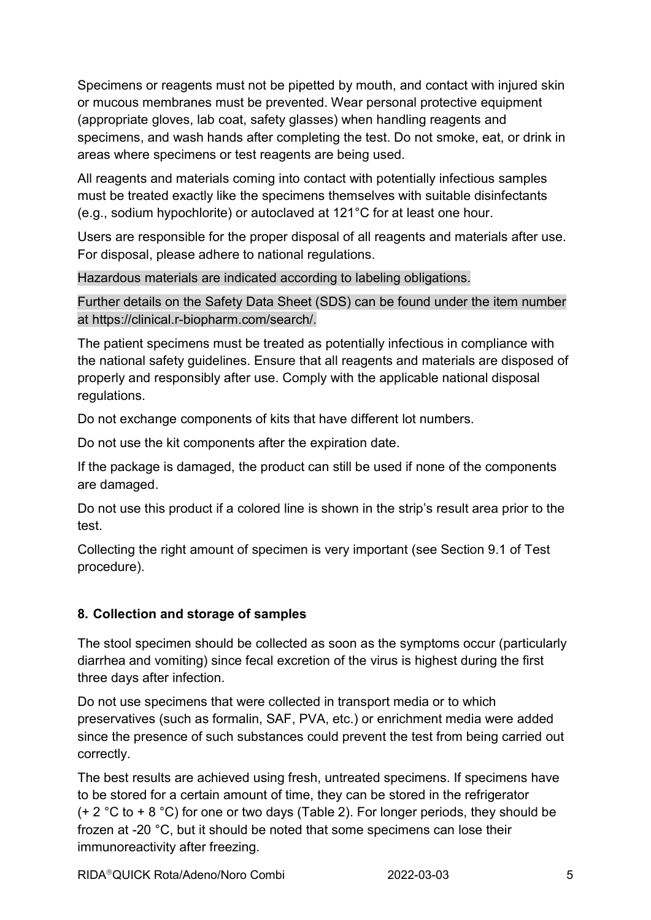Specimens or reagents must not be pipetted by mouth, and contact with injured skin or mucous membranes must be prevented. Wear personal protective equipment (appropriate gloves, lab coat, safety glasses) when handling reagents and specimens, and wash hands after completing the test. Do not smoke, eat, or drink in areas where specimens or test reagents are being used.

All reagents and materials coming into contact with potentially infectious samples must be treated exactly like the specimens themselves with suitable disinfectants (e.g., sodium hypochlorite) or autoclaved at 121°C for at least one hour.

Users are responsible for the proper disposal of all reagents and materials after use. For disposal, please adhere to national regulations.

Hazardous materials are indicated according to labeling obligations.

Further details on the Safety Data Sheet (SDS) can be found under the item number at https://clinical.r-biopharm.com/search/.

The patient specimens must be treated as potentially infectious in compliance with the national safety guidelines. Ensure that all reagents and materials are disposed of properly and responsibly after use. Comply with the applicable national disposal regulations.

Do not exchange components of kits that have different lot numbers.

Do not use the kit components after the expiration date.

If the package is damaged, the product can still be used if none of the components are damaged.

Do not use this product if a colored line is shown in the strip's result area prior to the test.

Collecting the right amount of specimen is very important (see Section 9.1 of Test procedure).

## 8. Collection and storage of samples

The stool specimen should be collected as soon as the symptoms occur (particularly diarrhea and vomiting) since fecal excretion of the virus is highest during the first three days after infection.

Do not use specimens that were collected in transport media or to which preservatives (such as formalin, SAF, PVA, etc.) or enrichment media were added since the presence of such substances could prevent the test from being carried out correctly.

The best results are achieved using fresh, untreated specimens. If specimens have to be stored for a certain amount of time, they can be stored in the refrigerator (+ 2 °C to + 8 °C) for one or two days (Table 2). For longer periods, they should be frozen at -20 °C, but it should be noted that some specimens can lose their immunoreactivity after freezing.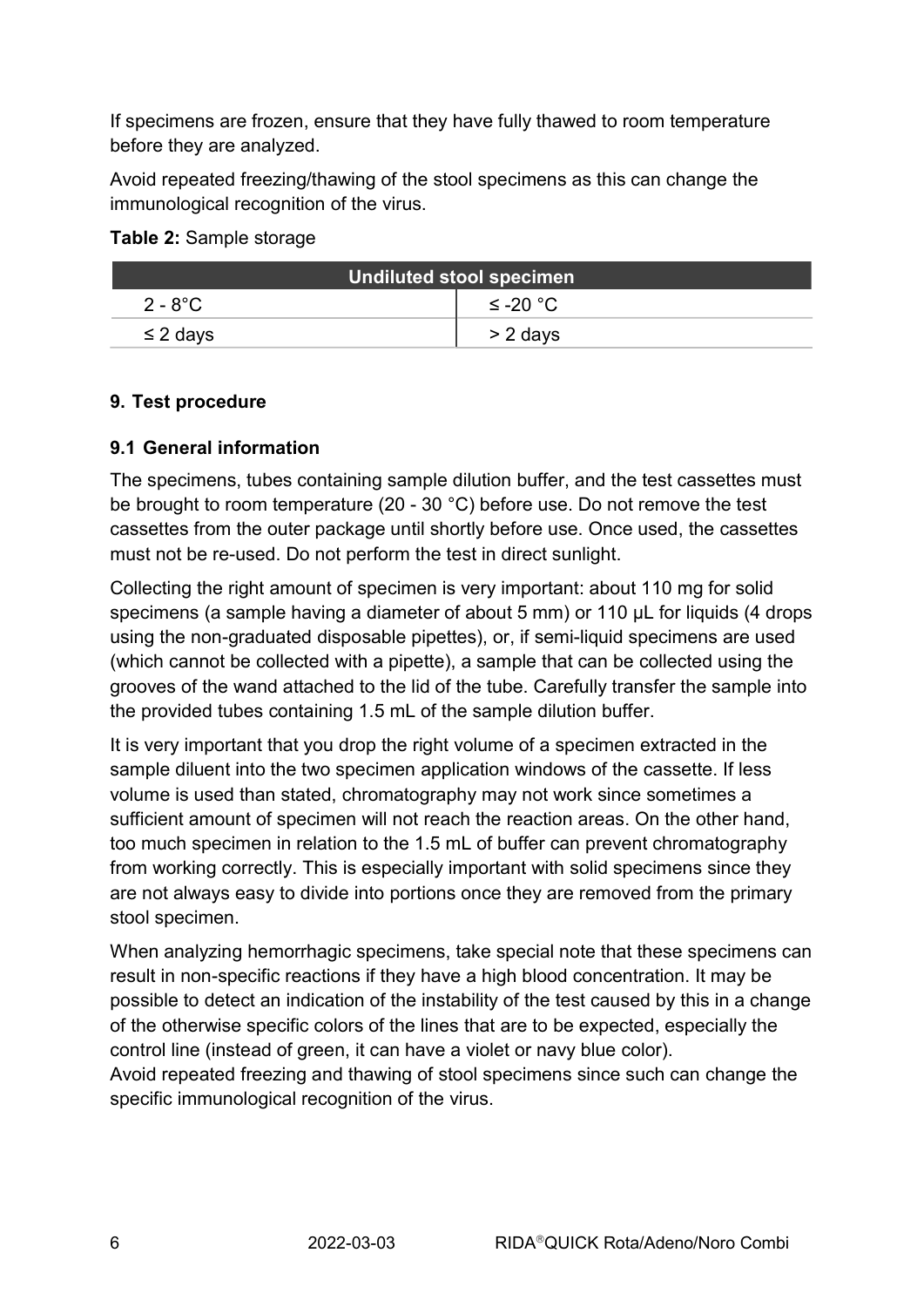If specimens are frozen, ensure that they have fully thawed to room temperature before they are analyzed.

Avoid repeated freezing/thawing of the stool specimens as this can change the immunological recognition of the virus.

**Table 2:** Sample storage

| Undiluted stool specimen | |
|---|---|
| 2 - 8°C | ≤ -20 °C |
| ≤ 2 days | > 2 days |

## 9. Test procedure

### 9.1 General information

The specimens, tubes containing sample dilution buffer, and the test cassettes must be brought to room temperature (20 - 30 °C) before use. Do not remove the test cassettes from the outer package until shortly before use. Once used, the cassettes must not be re-used. Do not perform the test in direct sunlight.

Collecting the right amount of specimen is very important: about 110 mg for solid specimens (a sample having a diameter of about 5 mm) or 110 µL for liquids (4 drops using the non-graduated disposable pipettes), or, if semi-liquid specimens are used (which cannot be collected with a pipette), a sample that can be collected using the grooves of the wand attached to the lid of the tube. Carefully transfer the sample into the provided tubes containing 1.5 mL of the sample dilution buffer.

It is very important that you drop the right volume of a specimen extracted in the sample diluent into the two specimen application windows of the cassette. If less volume is used than stated, chromatography may not work since sometimes a sufficient amount of specimen will not reach the reaction areas. On the other hand, too much specimen in relation to the 1.5 mL of buffer can prevent chromatography from working correctly. This is especially important with solid specimens since they are not always easy to divide into portions once they are removed from the primary stool specimen.

When analyzing hemorrhagic specimens, take special note that these specimens can result in non-specific reactions if they have a high blood concentration. It may be possible to detect an indication of the instability of the test caused by this in a change of the otherwise specific colors of the lines that are to be expected, especially the control line (instead of green, it can have a violet or navy blue color).
Avoid repeated freezing and thawing of stool specimens since such can change the specific immunological recognition of the virus.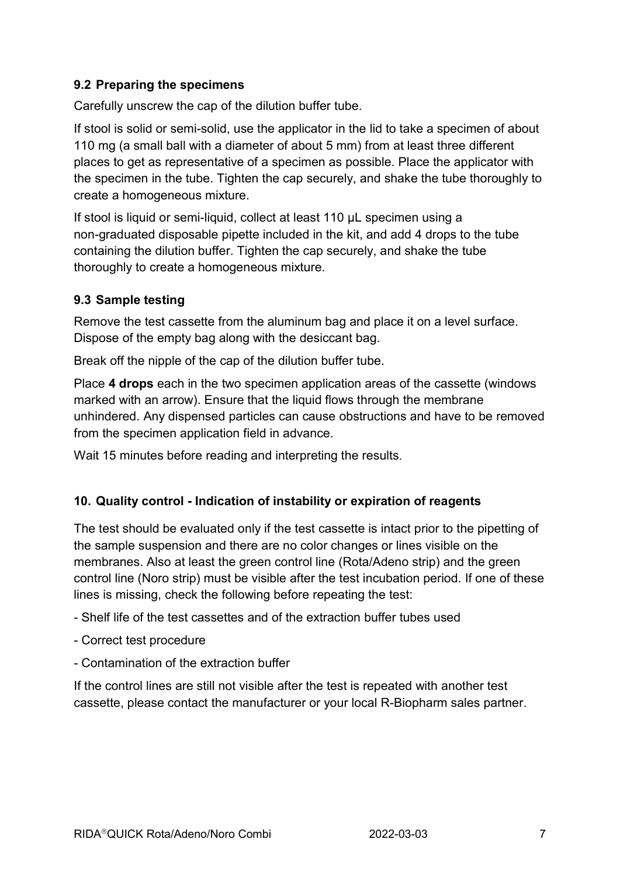### 9.2 Preparing the specimens

Carefully unscrew the cap of the dilution buffer tube.

If stool is solid or semi-solid, use the applicator in the lid to take a specimen of about 110 mg (a small ball with a diameter of about 5 mm) from at least three different places to get as representative of a specimen as possible. Place the applicator with the specimen in the tube. Tighten the cap securely, and shake the tube thoroughly to create a homogeneous mixture.

If stool is liquid or semi-liquid, collect at least 110 µL specimen using a non-graduated disposable pipette included in the kit, and add 4 drops to the tube containing the dilution buffer. Tighten the cap securely, and shake the tube thoroughly to create a homogeneous mixture.

### 9.3 Sample testing

Remove the test cassette from the aluminum bag and place it on a level surface. Dispose of the empty bag along with the desiccant bag.

Break off the nipple of the cap of the dilution buffer tube.

Place **4 drops** each in the two specimen application areas of the cassette (windows marked with an arrow). Ensure that the liquid flows through the membrane unhindered. Any dispensed particles can cause obstructions and have to be removed from the specimen application field in advance.

Wait 15 minutes before reading and interpreting the results.

## 10. Quality control - Indication of instability or expiration of reagents

The test should be evaluated only if the test cassette is intact prior to the pipetting of the sample suspension and there are no color changes or lines visible on the membranes. Also at least the green control line (Rota/Adeno strip) and the green control line (Noro strip) must be visible after the test incubation period. If one of these lines is missing, check the following before repeating the test:

- Shelf life of the test cassettes and of the extraction buffer tubes used
- Correct test procedure
- Contamination of the extraction buffer

If the control lines are still not visible after the test is repeated with another test cassette, please contact the manufacturer or your local R-Biopharm sales partner.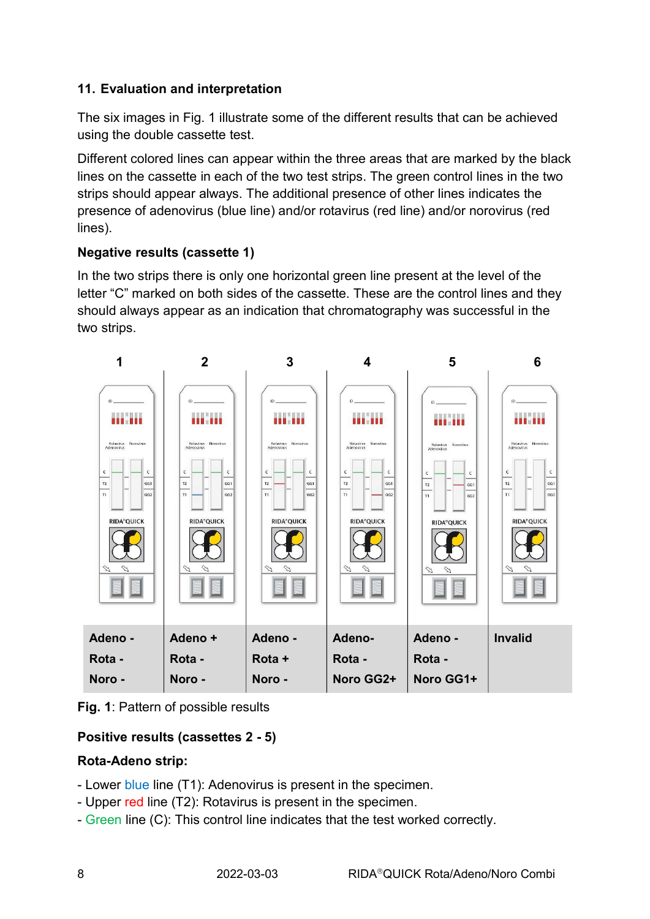## 11. Evaluation and interpretation

The six images in Fig. 1 illustrate some of the different results that can be achieved using the double cassette test.

Different colored lines can appear within the three areas that are marked by the black lines on the cassette in each of the two test strips. The green control lines in the two strips should appear always. The additional presence of other lines indicates the presence of adenovirus (blue line) and/or rotavirus (red line) and/or norovirus (red lines).

**Negative results (cassette 1)**

In the two strips there is only one horizontal green line present at the level of the letter "C" marked on both sides of the cassette. These are the control lines and they should always appear as an indication that chromatography was successful in the two strips.

| 1 | 2 | 3 | 4 | 5 | 6 |
|---|---|---|---|---|---|
| Adeno - | Adeno + | Adeno - | Adeno- | Adeno - | Invalid |
| Rota - | Rota - | Rota + | Rota - | Rota - | |
| Noro - | Noro - | Noro - | Noro GG2+ | Noro GG1+ | |

**Fig. 1**: Pattern of possible results

**Positive results (cassettes 2 - 5)**

**Rota-Adeno strip:**

- Lower blue line (T1): Adenovirus is present in the specimen.
- Upper red line (T2): Rotavirus is present in the specimen.
- Green line (C): This control line indicates that the test worked correctly.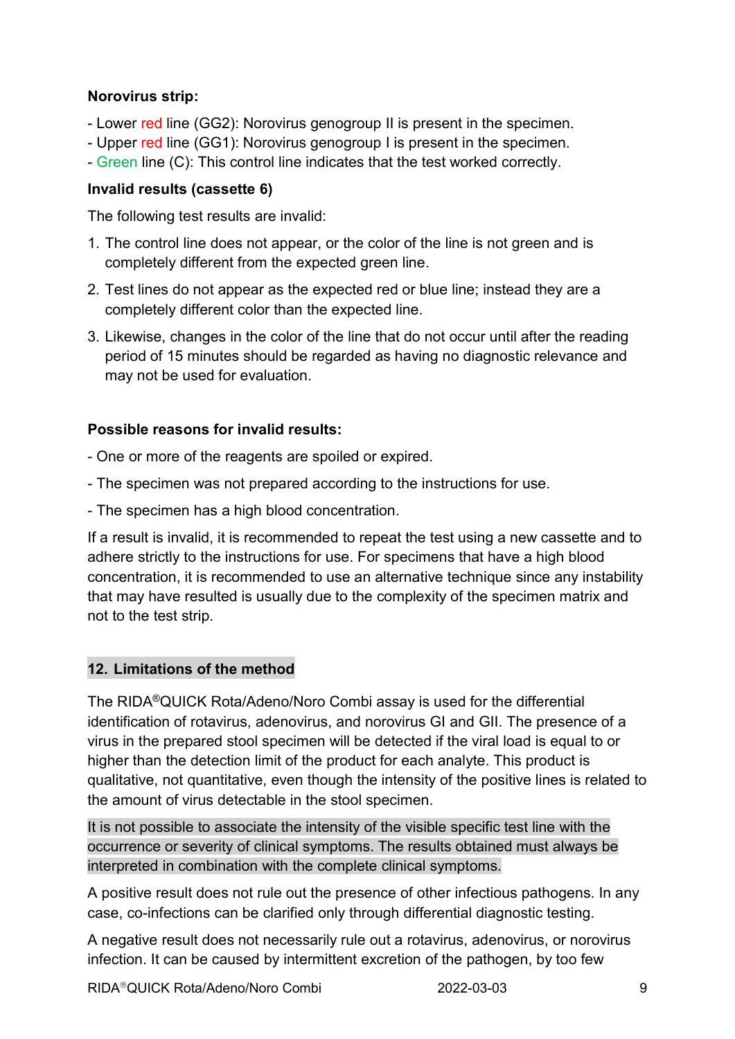**Norovirus strip:**

- Lower red line (GG2): Norovirus genogroup II is present in the specimen.
- Upper red line (GG1): Norovirus genogroup I is present in the specimen.
- Green line (C): This control line indicates that the test worked correctly.

**Invalid results (cassette 6)**

The following test results are invalid:

1. The control line does not appear, or the color of the line is not green and is completely different from the expected green line.
2. Test lines do not appear as the expected red or blue line; instead they are a completely different color than the expected line.
3. Likewise, changes in the color of the line that do not occur until after the reading period of 15 minutes should be regarded as having no diagnostic relevance and may not be used for evaluation.

**Possible reasons for invalid results:**

- One or more of the reagents are spoiled or expired.

- The specimen was not prepared according to the instructions for use.

- The specimen has a high blood concentration.

If a result is invalid, it is recommended to repeat the test using a new cassette and to adhere strictly to the instructions for use. For specimens that have a high blood concentration, it is recommended to use an alternative technique since any instability that may have resulted is usually due to the complexity of the specimen matrix and not to the test strip.

## 12. Limitations of the method

The RIDA®QUICK Rota/Adeno/Noro Combi assay is used for the differential identification of rotavirus, adenovirus, and norovirus GI and GII. The presence of a virus in the prepared stool specimen will be detected if the viral load is equal to or higher than the detection limit of the product for each analyte. This product is qualitative, not quantitative, even though the intensity of the positive lines is related to the amount of virus detectable in the stool specimen.

It is not possible to associate the intensity of the visible specific test line with the occurrence or severity of clinical symptoms. The results obtained must always be interpreted in combination with the complete clinical symptoms.

A positive result does not rule out the presence of other infectious pathogens. In any case, co-infections can be clarified only through differential diagnostic testing.

A negative result does not necessarily rule out a rotavirus, adenovirus, or norovirus infection. It can be caused by intermittent excretion of the pathogen, by too few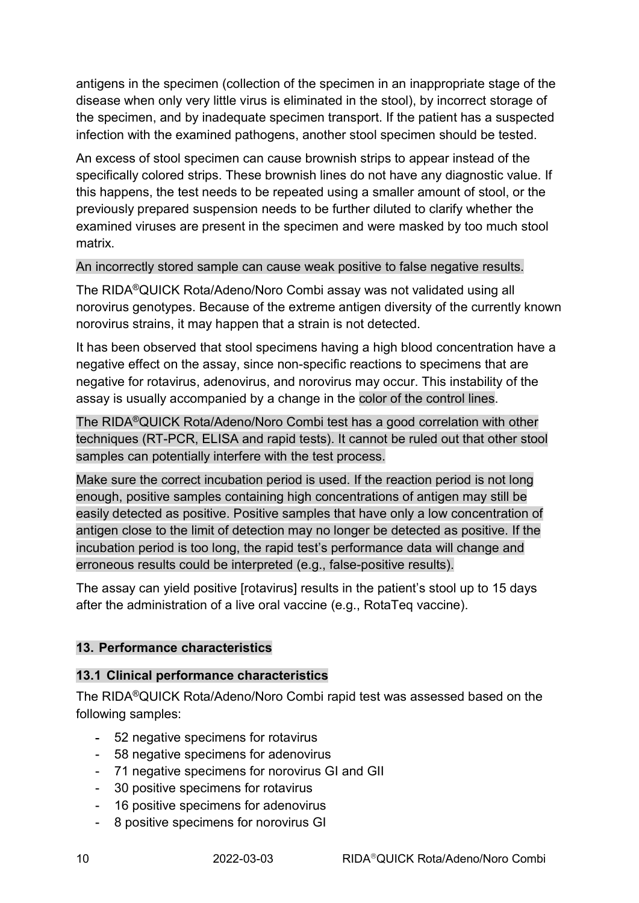antigens in the specimen (collection of the specimen in an inappropriate stage of the disease when only very little virus is eliminated in the stool), by incorrect storage of the specimen, and by inadequate specimen transport. If the patient has a suspected infection with the examined pathogens, another stool specimen should be tested.

An excess of stool specimen can cause brownish strips to appear instead of the specifically colored strips. These brownish lines do not have any diagnostic value. If this happens, the test needs to be repeated using a smaller amount of stool, or the previously prepared suspension needs to be further diluted to clarify whether the examined viruses are present in the specimen and were masked by too much stool matrix.

An incorrectly stored sample can cause weak positive to false negative results.

The RIDA®QUICK Rota/Adeno/Noro Combi assay was not validated using all norovirus genotypes. Because of the extreme antigen diversity of the currently known norovirus strains, it may happen that a strain is not detected.

It has been observed that stool specimens having a high blood concentration have a negative effect on the assay, since non-specific reactions to specimens that are negative for rotavirus, adenovirus, and norovirus may occur. This instability of the assay is usually accompanied by a change in the color of the control lines.

The RIDA®QUICK Rota/Adeno/Noro Combi test has a good correlation with other techniques (RT-PCR, ELISA and rapid tests). It cannot be ruled out that other stool samples can potentially interfere with the test process.

Make sure the correct incubation period is used. If the reaction period is not long enough, positive samples containing high concentrations of antigen may still be easily detected as positive. Positive samples that have only a low concentration of antigen close to the limit of detection may no longer be detected as positive. If the incubation period is too long, the rapid test's performance data will change and erroneous results could be interpreted (e.g., false-positive results).

The assay can yield positive [rotavirus] results in the patient's stool up to 15 days after the administration of a live oral vaccine (e.g., RotaTeq vaccine).

## 13. Performance characteristics

### 13.1 Clinical performance characteristics

The RIDA®QUICK Rota/Adeno/Noro Combi rapid test was assessed based on the following samples:

- 52 negative specimens for rotavirus
- 58 negative specimens for adenovirus
- 71 negative specimens for norovirus GI and GII
- 30 positive specimens for rotavirus
- 16 positive specimens for adenovirus
- 8 positive specimens for norovirus GI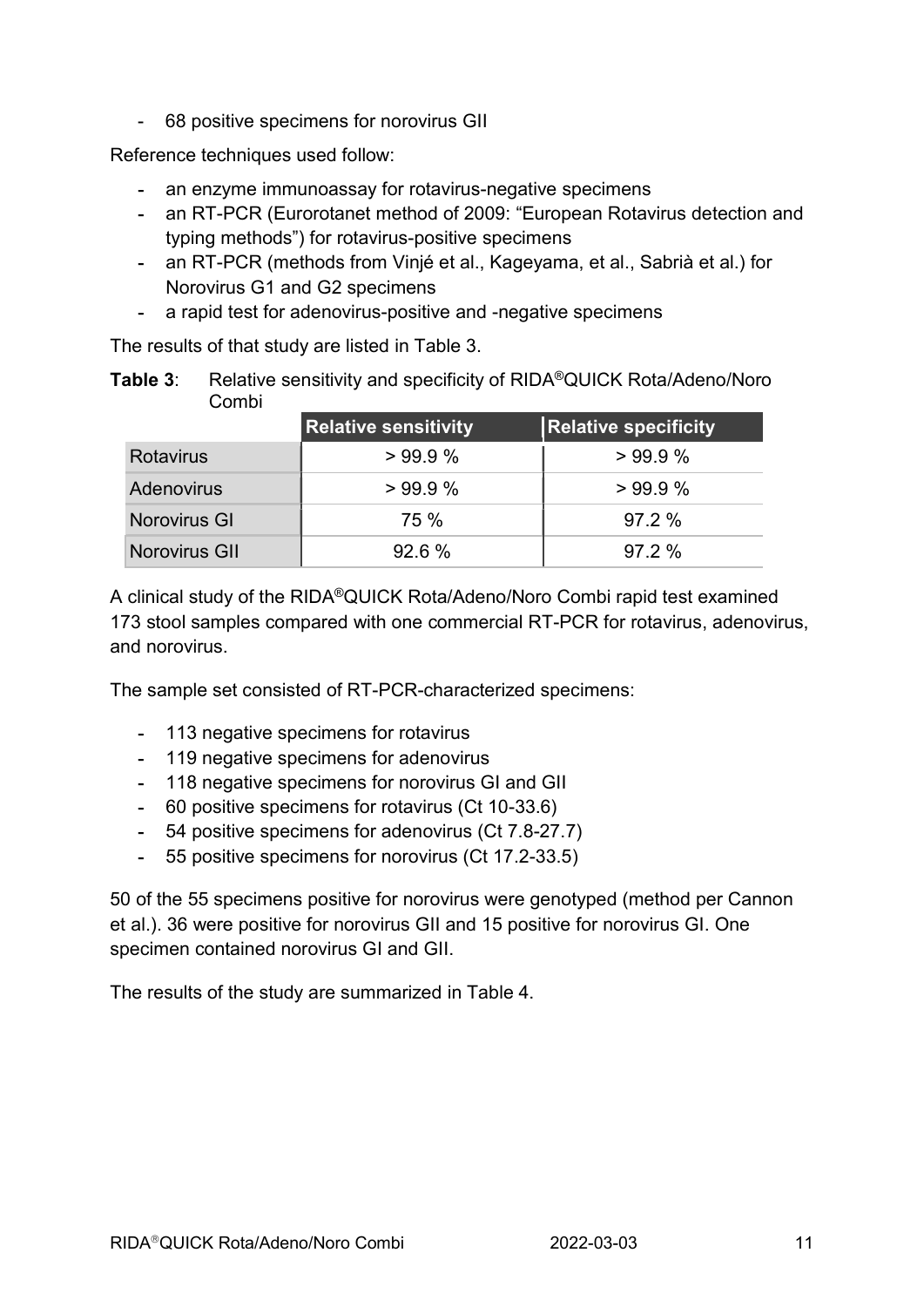- 68 positive specimens for norovirus GII

Reference techniques used follow:

- an enzyme immunoassay for rotavirus-negative specimens
- an RT-PCR (Eurorotanet method of 2009: "European Rotavirus detection and typing methods") for rotavirus-positive specimens
- an RT-PCR (methods from Vinjé et al., Kageyama, et al., Sabrià et al.) for Norovirus G1 and G2 specimens
- a rapid test for adenovirus-positive and -negative specimens

The results of that study are listed in Table 3.

**Table 3**: Relative sensitivity and specificity of RIDA®QUICK Rota/Adeno/Noro Combi

| | Relative sensitivity | Relative specificity |
|---|---|---|
| Rotavirus | > 99.9 % | > 99.9 % |
| Adenovirus | > 99.9 % | > 99.9 % |
| Norovirus GI | 75 % | 97.2 % |
| Norovirus GII | 92.6 % | 97.2 % |

A clinical study of the RIDA®QUICK Rota/Adeno/Noro Combi rapid test examined 173 stool samples compared with one commercial RT-PCR for rotavirus, adenovirus, and norovirus.

The sample set consisted of RT-PCR-characterized specimens:

- 113 negative specimens for rotavirus
- 119 negative specimens for adenovirus
- 118 negative specimens for norovirus GI and GII
- 60 positive specimens for rotavirus (Ct 10-33.6)
- 54 positive specimens for adenovirus (Ct 7.8-27.7)
- 55 positive specimens for norovirus (Ct 17.2-33.5)

50 of the 55 specimens positive for norovirus were genotyped (method per Cannon et al.). 36 were positive for norovirus GII and 15 positive for norovirus GI. One specimen contained norovirus GI and GII.

The results of the study are summarized in Table 4.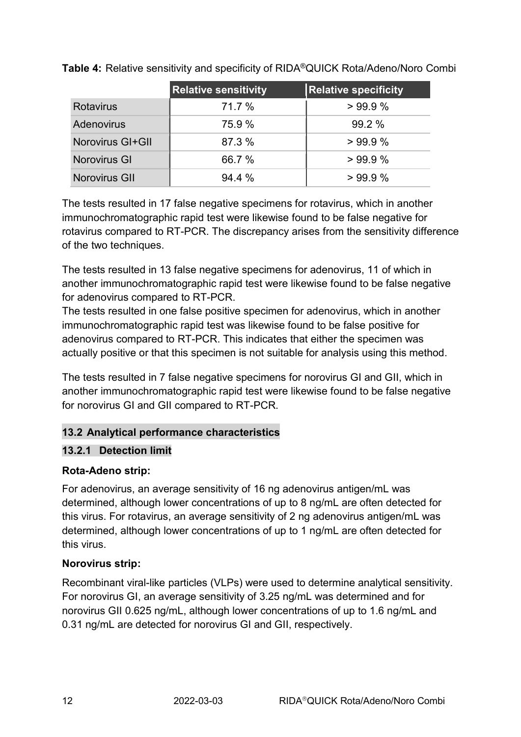**Table 4:** Relative sensitivity and specificity of RIDA®QUICK Rota/Adeno/Noro Combi

| | Relative sensitivity | Relative specificity |
|---|---|---|
| Rotavirus | 71.7 % | > 99.9 % |
| Adenovirus | 75.9 % | 99.2 % |
| Norovirus GI+GII | 87.3 % | > 99.9 % |
| Norovirus GI | 66.7 % | > 99.9 % |
| Norovirus GII | 94.4 % | > 99.9 % |

The tests resulted in 17 false negative specimens for rotavirus, which in another immunochromatographic rapid test were likewise found to be false negative for rotavirus compared to RT-PCR. The discrepancy arises from the sensitivity difference of the two techniques.

The tests resulted in 13 false negative specimens for adenovirus, 11 of which in another immunochromatographic rapid test were likewise found to be false negative for adenovirus compared to RT-PCR.
The tests resulted in one false positive specimen for adenovirus, which in another immunochromatographic rapid test was likewise found to be false positive for adenovirus compared to RT-PCR. This indicates that either the specimen was actually positive or that this specimen is not suitable for analysis using this method.

The tests resulted in 7 false negative specimens for norovirus GI and GII, which in another immunochromatographic rapid test were likewise found to be false negative for norovirus GI and GII compared to RT-PCR.

## 13.2 Analytical performance characteristics

### 13.2.1 Detection limit

**Rota-Adeno strip:**

For adenovirus, an average sensitivity of 16 ng adenovirus antigen/mL was determined, although lower concentrations of up to 8 ng/mL are often detected for this virus. For rotavirus, an average sensitivity of 2 ng adenovirus antigen/mL was determined, although lower concentrations of up to 1 ng/mL are often detected for this virus.

**Norovirus strip:**

Recombinant viral-like particles (VLPs) were used to determine analytical sensitivity. For norovirus GI, an average sensitivity of 3.25 ng/mL was determined and for norovirus GII 0.625 ng/mL, although lower concentrations of up to 1.6 ng/mL and 0.31 ng/mL are detected for norovirus GI and GII, respectively.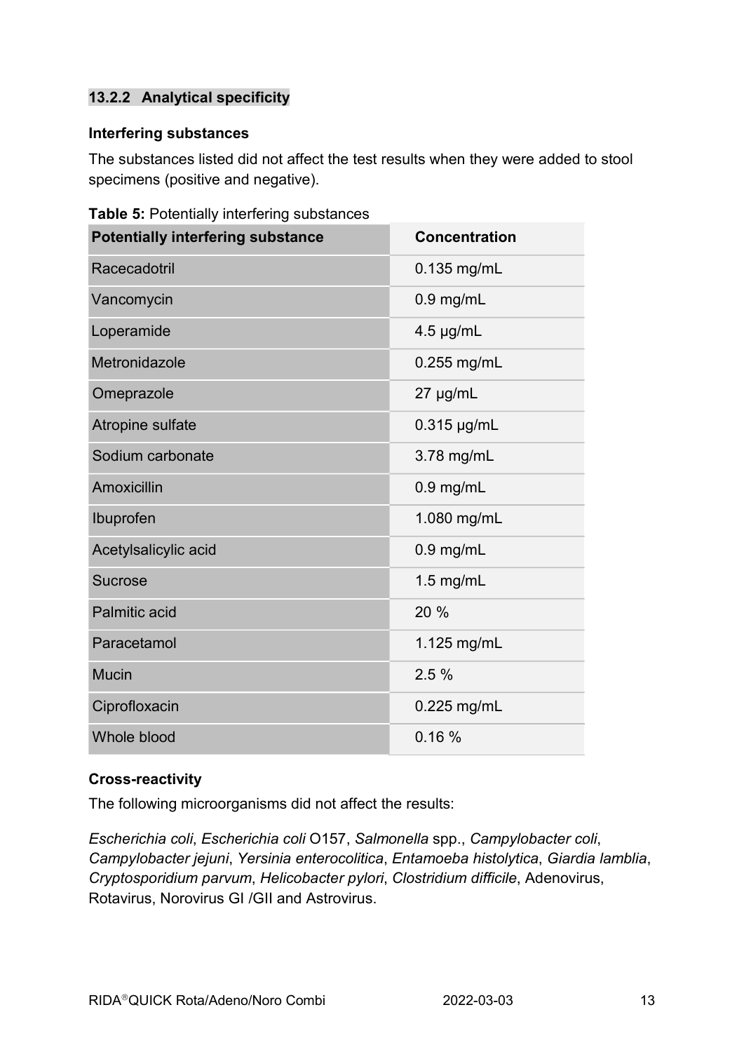#### 13.2.2 Analytical specificity

**Interfering substances**

The substances listed did not affect the test results when they were added to stool specimens (positive and negative).

**Table 5:** Potentially interfering substances

| Potentially interfering substance | Concentration |
|---|---|
| Racecadotril | 0.135 mg/mL |
| Vancomycin | 0.9 mg/mL |
| Loperamide | 4.5 µg/mL |
| Metronidazole | 0.255 mg/mL |
| Omeprazole | 27 µg/mL |
| Atropine sulfate | 0.315 µg/mL |
| Sodium carbonate | 3.78 mg/mL |
| Amoxicillin | 0.9 mg/mL |
| Ibuprofen | 1.080 mg/mL |
| Acetylsalicylic acid | 0.9 mg/mL |
| Sucrose | 1.5 mg/mL |
| Palmitic acid | 20 % |
| Paracetamol | 1.125 mg/mL |
| Mucin | 2.5 % |
| Ciprofloxacin | 0.225 mg/mL |
| Whole blood | 0.16 % |

**Cross-reactivity**

The following microorganisms did not affect the results:

*Escherichia coli*, *Escherichia coli* O157, *Salmonella* spp., *Campylobacter coli*, *Campylobacter jejuni*, *Yersinia enterocolitica*, *Entamoeba histolytica*, *Giardia lamblia*, *Cryptosporidium parvum*, *Helicobacter pylori*, *Clostridium difficile*, Adenovirus, Rotavirus, Norovirus GI /GII and Astrovirus.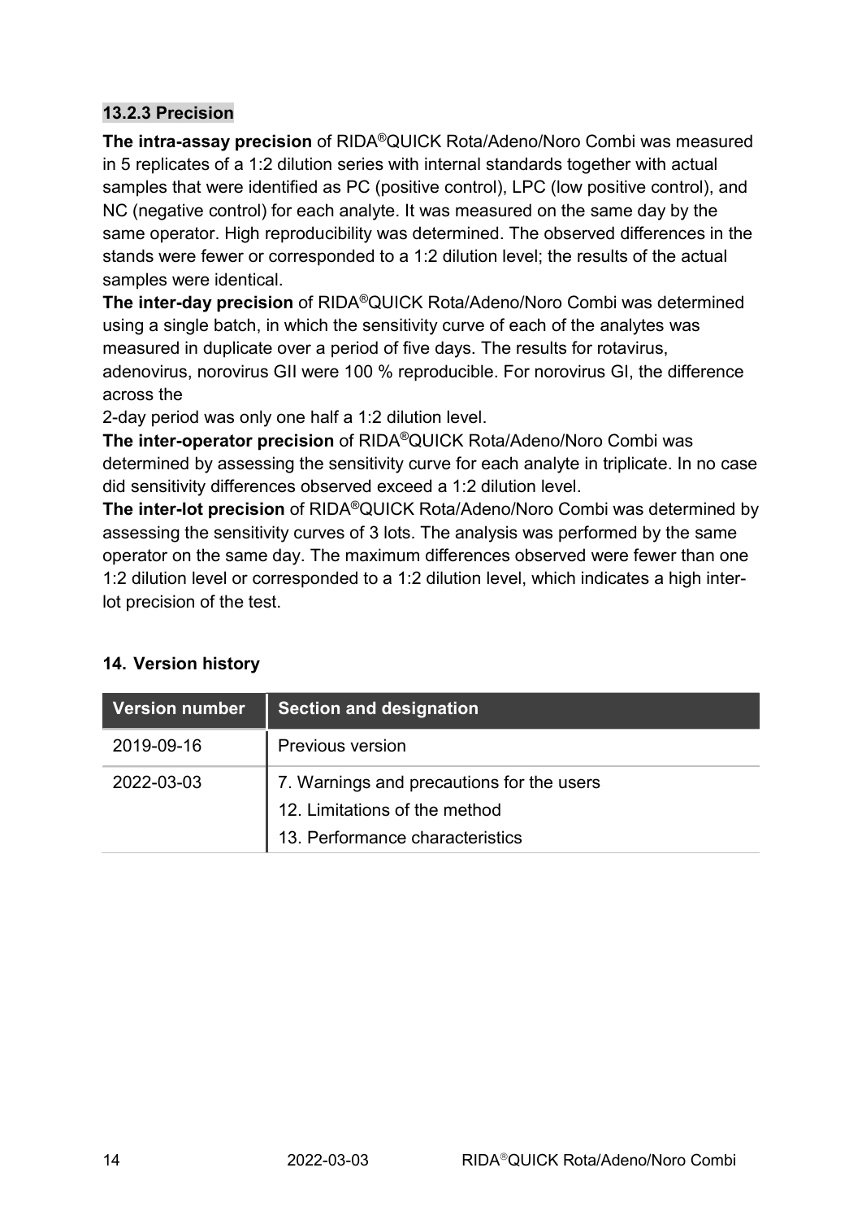### 13.2.3 Precision

**The intra-assay precision** of RIDA®QUICK Rota/Adeno/Noro Combi was measured in 5 replicates of a 1:2 dilution series with internal standards together with actual samples that were identified as PC (positive control), LPC (low positive control), and NC (negative control) for each analyte. It was measured on the same day by the same operator. High reproducibility was determined. The observed differences in the stands were fewer or corresponded to a 1:2 dilution level; the results of the actual samples were identical.

**The inter-day precision** of RIDA®QUICK Rota/Adeno/Noro Combi was determined using a single batch, in which the sensitivity curve of each of the analytes was measured in duplicate over a period of five days. The results for rotavirus, adenovirus, norovirus GII were 100 % reproducible. For norovirus GI, the difference across the 2-day period was only one half a 1:2 dilution level.

**The inter-operator precision** of RIDA®QUICK Rota/Adeno/Noro Combi was determined by assessing the sensitivity curve for each analyte in triplicate. In no case did sensitivity differences observed exceed a 1:2 dilution level.

**The inter-lot precision** of RIDA®QUICK Rota/Adeno/Noro Combi was determined by assessing the sensitivity curves of 3 lots. The analysis was performed by the same operator on the same day. The maximum differences observed were fewer than one 1:2 dilution level or corresponded to a 1:2 dilution level, which indicates a high inter-lot precision of the test.

## 14. Version history

| Version number | Section and designation |
|---|---|
| 2019-09-16 | Previous version |
| 2022-03-03 | 7. Warnings and precautions for the users<br>12. Limitations of the method<br>13. Performance characteristics |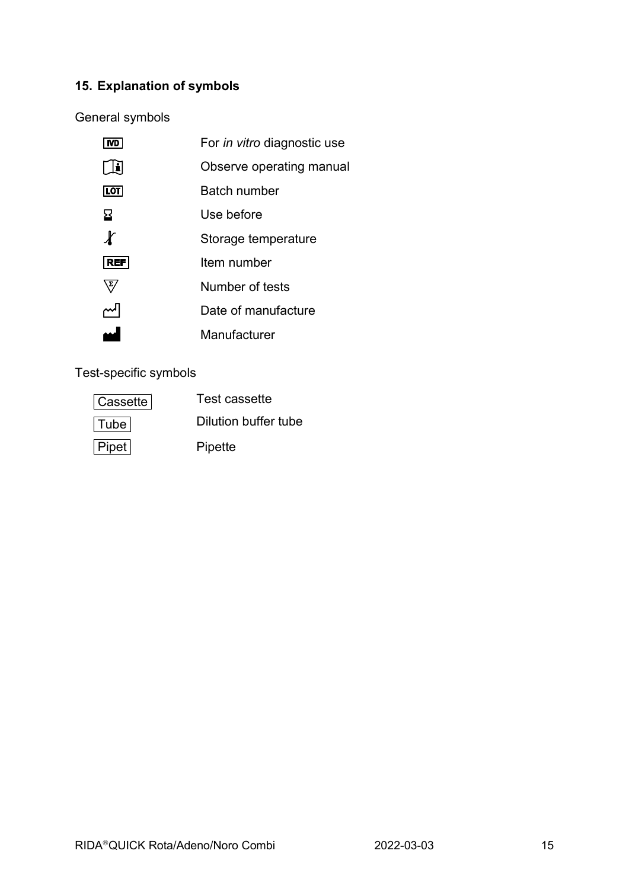## 15. Explanation of symbols

General symbols

| Symbol | Meaning |
| --- | --- |
| IVD | For *in vitro* diagnostic use |
| i | Observe operating manual |
| LOT | Batch number |
| ⧖ | Use before |
| 🌡 | Storage temperature |
| REF | Item number |
| Σ | Number of tests |
| 🏭 | Date of manufacture |
| 🏭 | Manufacturer |

Test-specific symbols

| Symbol | Meaning |
| --- | --- |
| Cassette | Test cassette |
| Tube | Dilution buffer tube |
| Pipet | Pipette |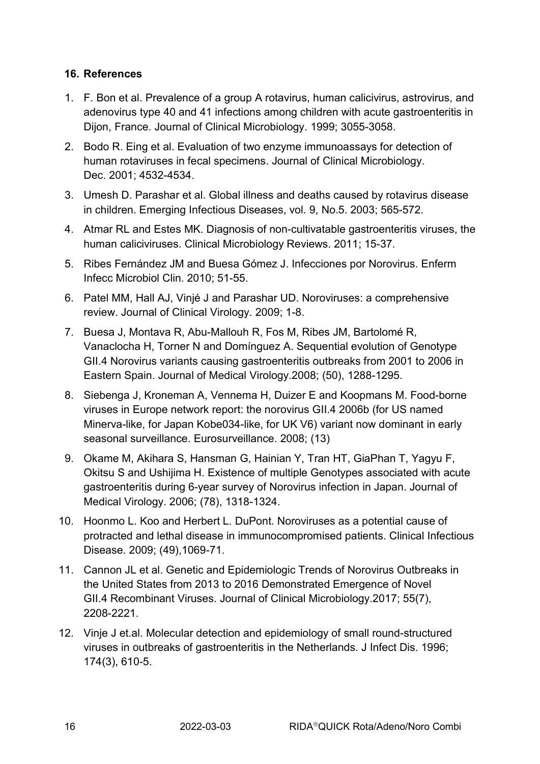## 16. References

1. F. Bon et al. Prevalence of a group A rotavirus, human calicivirus, astrovirus, and adenovirus type 40 and 41 infections among children with acute gastroenteritis in Dijon, France. Journal of Clinical Microbiology. 1999; 3055-3058.
2. Bodo R. Eing et al. Evaluation of two enzyme immunoassays for detection of human rotaviruses in fecal specimens. Journal of Clinical Microbiology. Dec. 2001; 4532-4534.
3. Umesh D. Parashar et al. Global illness and deaths caused by rotavirus disease in children. Emerging Infectious Diseases, vol. 9, No.5. 2003; 565-572.
4. Atmar RL and Estes MK. Diagnosis of non-cultivatable gastroenteritis viruses, the human caliciviruses. Clinical Microbiology Reviews. 2011; 15-37.
5. Ribes Fernández JM and Buesa Gómez J. Infecciones por Norovirus. Enferm Infecc Microbiol Clin. 2010; 51-55.
6. Patel MM, Hall AJ, Vinjé J and Parashar UD. Noroviruses: a comprehensive review. Journal of Clinical Virology. 2009; 1-8.
7. Buesa J, Montava R, Abu-Mallouh R, Fos M, Ribes JM, Bartolomé R, Vanaclocha H, Torner N and Domínguez A. Sequential evolution of Genotype GII.4 Norovirus variants causing gastroenteritis outbreaks from 2001 to 2006 in Eastern Spain. Journal of Medical Virology.2008; (50), 1288-1295.
8. Siebenga J, Kroneman A, Vennema H, Duizer E and Koopmans M. Food-borne viruses in Europe network report: the norovirus GII.4 2006b (for US named Minerva-like, for Japan Kobe034-like, for UK V6) variant now dominant in early seasonal surveillance. Eurosurveillance. 2008; (13)
9. Okame M, Akihara S, Hansman G, Hainian Y, Tran HT, GiaPhan T, Yagyu F, Okitsu S and Ushijima H. Existence of multiple Genotypes associated with acute gastroenteritis during 6-year survey of Norovirus infection in Japan. Journal of Medical Virology. 2006; (78), 1318-1324.
10. Hoonmo L. Koo and Herbert L. DuPont. Noroviruses as a potential cause of protracted and lethal disease in immunocompromised patients. Clinical Infectious Disease. 2009; (49),1069-71.
11. Cannon JL et al. Genetic and Epidemiologic Trends of Norovirus Outbreaks in the United States from 2013 to 2016 Demonstrated Emergence of Novel GII.4 Recombinant Viruses. Journal of Clinical Microbiology.2017; 55(7), 2208-2221.
12. Vinje J et.al. Molecular detection and epidemiology of small round-structured viruses in outbreaks of gastroenteritis in the Netherlands. J Infect Dis. 1996; 174(3), 610-5.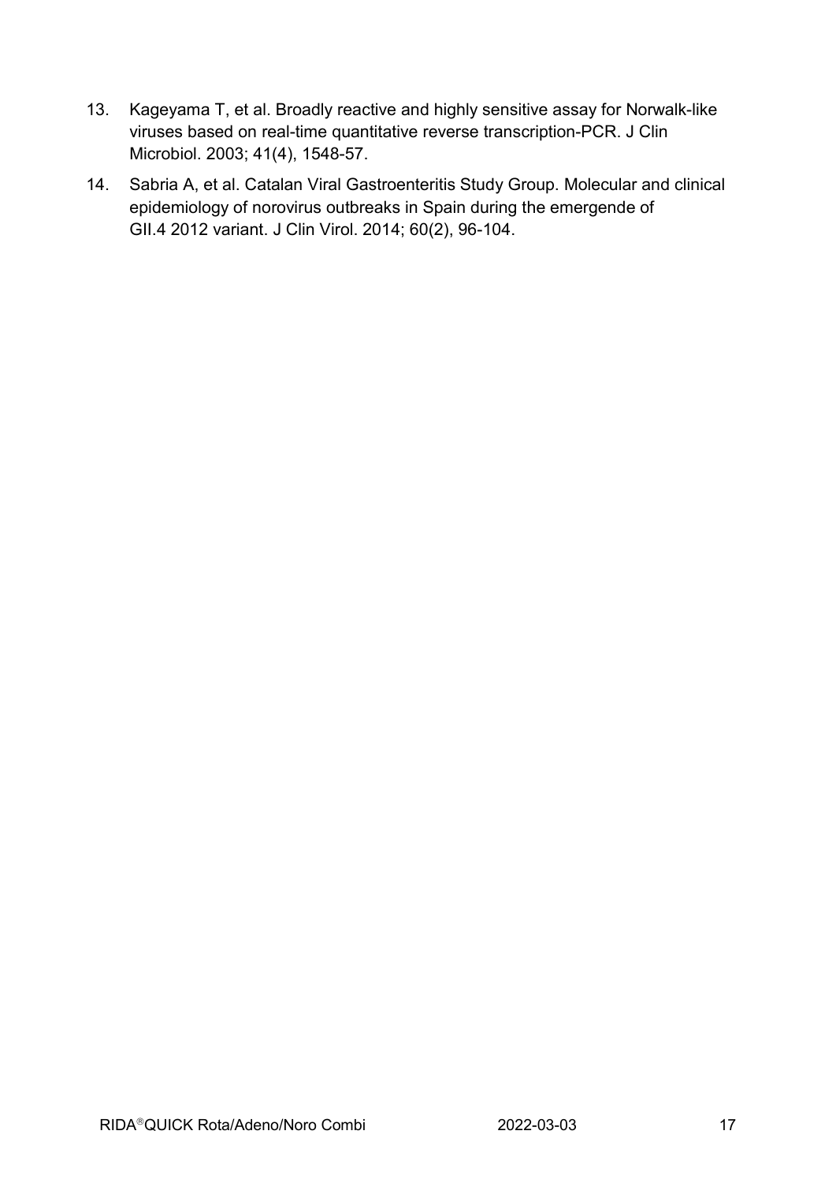13. Kageyama T, et al. Broadly reactive and highly sensitive assay for Norwalk-like viruses based on real-time quantitative reverse transcription-PCR. J Clin Microbiol. 2003; 41(4), 1548-57.
14. Sabria A, et al. Catalan Viral Gastroenteritis Study Group. Molecular and clinical epidemiology of norovirus outbreaks in Spain during the emergende of GII.4 2012 variant. J Clin Virol. 2014; 60(2), 96-104.